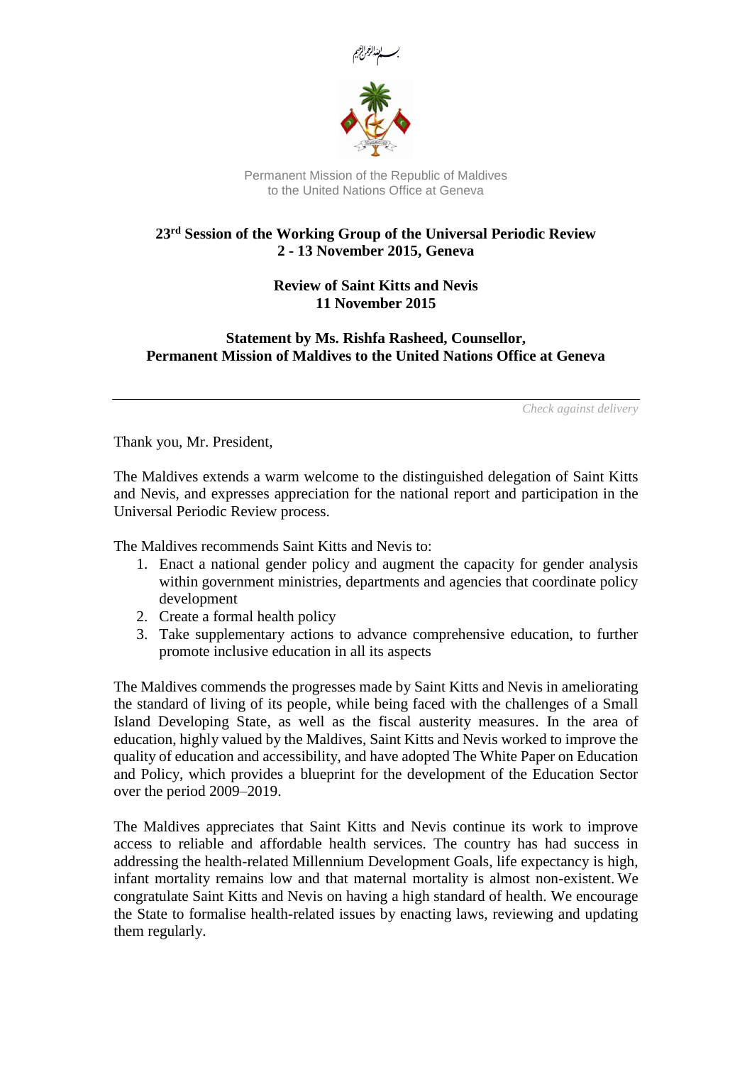بسم الله الرحمن الرحيم

Permanent Mission of the Republic of Maldives
to the United Nations Office at Geneva

**23rd Session of the Working Group of the Universal Periodic Review**
**2 - 13 November 2015, Geneva**

**Review of Saint Kitts and Nevis**
**11 November 2015**

**Statement by Ms. Rishfa Rasheed, Counsellor,**
**Permanent Mission of Maldives to the United Nations Office at Geneva**

---

*Check against delivery*

Thank you, Mr. President,

The Maldives extends a warm welcome to the distinguished delegation of Saint Kitts and Nevis, and expresses appreciation for the national report and participation in the Universal Periodic Review process.

The Maldives recommends Saint Kitts and Nevis to:

1. Enact a national gender policy and augment the capacity for gender analysis within government ministries, departments and agencies that coordinate policy development
2. Create a formal health policy
3. Take supplementary actions to advance comprehensive education, to further promote inclusive education in all its aspects

The Maldives commends the progresses made by Saint Kitts and Nevis in ameliorating the standard of living of its people, while being faced with the challenges of a Small Island Developing State, as well as the fiscal austerity measures. In the area of education, highly valued by the Maldives, Saint Kitts and Nevis worked to improve the quality of education and accessibility, and have adopted The White Paper on Education and Policy, which provides a blueprint for the development of the Education Sector over the period 2009–2019.

The Maldives appreciates that Saint Kitts and Nevis continue its work to improve access to reliable and affordable health services. The country has had success in addressing the health-related Millennium Development Goals, life expectancy is high, infant mortality remains low and that maternal mortality is almost non-existent. We congratulate Saint Kitts and Nevis on having a high standard of health. We encourage the State to formalise health-related issues by enacting laws, reviewing and updating them regularly.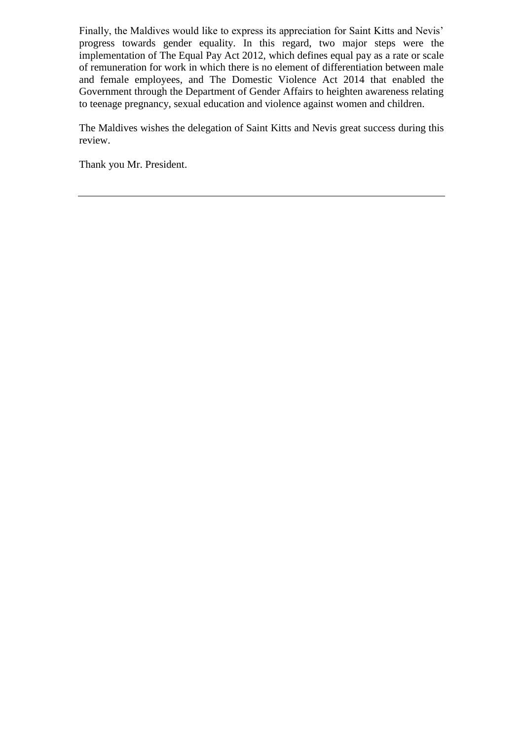Finally, the Maldives would like to express its appreciation for Saint Kitts and Nevis' progress towards gender equality. In this regard, two major steps were the implementation of The Equal Pay Act 2012, which defines equal pay as a rate or scale of remuneration for work in which there is no element of differentiation between male and female employees, and The Domestic Violence Act 2014 that enabled the Government through the Department of Gender Affairs to heighten awareness relating to teenage pregnancy, sexual education and violence against women and children.

The Maldives wishes the delegation of Saint Kitts and Nevis great success during this review.

Thank you Mr. President.

---